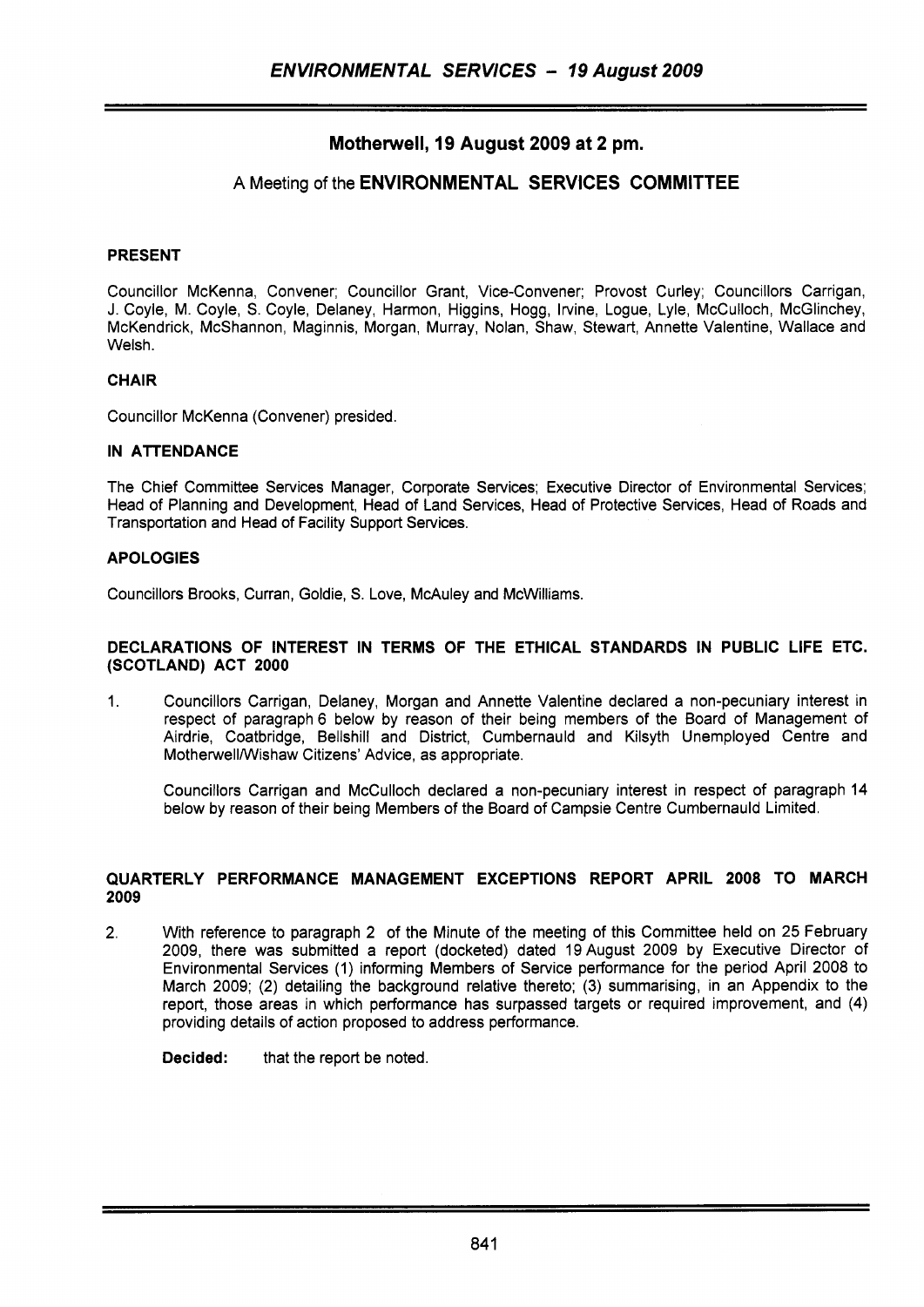# Motherwell, 19 August 2009 at 2 pm.

## A Meeting of the ENVIRONMENTAL SERVICES COMMITTEE

**PRESENT**

Councillor McKenna, Convener; Councillor Grant, Vice-Convener; Provost Curley; Councillors Carrigan, J. Coyle, M. Coyle, S. Coyle, Delaney, Harmon, Higgins, Hogg, Irvine, Logue, Lyle, McCulloch, McGlinchey, McKendrick, McShannon, Maginnis, Morgan, Murray, Nolan, Shaw, Stewart, Annette Valentine, Wallace and Welsh.

**CHAIR**

Councillor McKenna (Convener) presided.

**IN ATTENDANCE**

The Chief Committee Services Manager, Corporate Services; Executive Director of Environmental Services; Head of Planning and Development, Head of Land Services, Head of Protective Services, Head of Roads and Transportation and Head of Facility Support Services.

**APOLOGIES**

Councillors Brooks, Curran, Goldie, S. Love, McAuley and McWilliams.

**DECLARATIONS OF INTEREST IN TERMS OF THE ETHICAL STANDARDS IN PUBLIC LIFE ETC. (SCOTLAND) ACT 2000**

1. Councillors Carrigan, Delaney, Morgan and Annette Valentine declared a non-pecuniary interest in respect of paragraph 6 below by reason of their being members of the Board of Management of Airdrie, Coatbridge, Bellshill and District, Cumbernauld and Kilsyth Unemployed Centre and Motherwell/Wishaw Citizens' Advice, as appropriate.

   Councillors Carrigan and McCulloch declared a non-pecuniary interest in respect of paragraph 14 below by reason of their being Members of the Board of Campsie Centre Cumbernauld Limited.

**QUARTERLY PERFORMANCE MANAGEMENT EXCEPTIONS REPORT APRIL 2008 TO MARCH 2009**

2. With reference to paragraph 2 of the Minute of the meeting of this Committee held on 25 February 2009, there was submitted a report (docketed) dated 19 August 2009 by Executive Director of Environmental Services (1) informing Members of Service performance for the period April 2008 to March 2009; (2) detailing the background relative thereto; (3) summarising, in an Appendix to the report, those areas in which performance has surpassed targets or required improvement, and (4) providing details of action proposed to address performance.

   **Decided:** that the report be noted.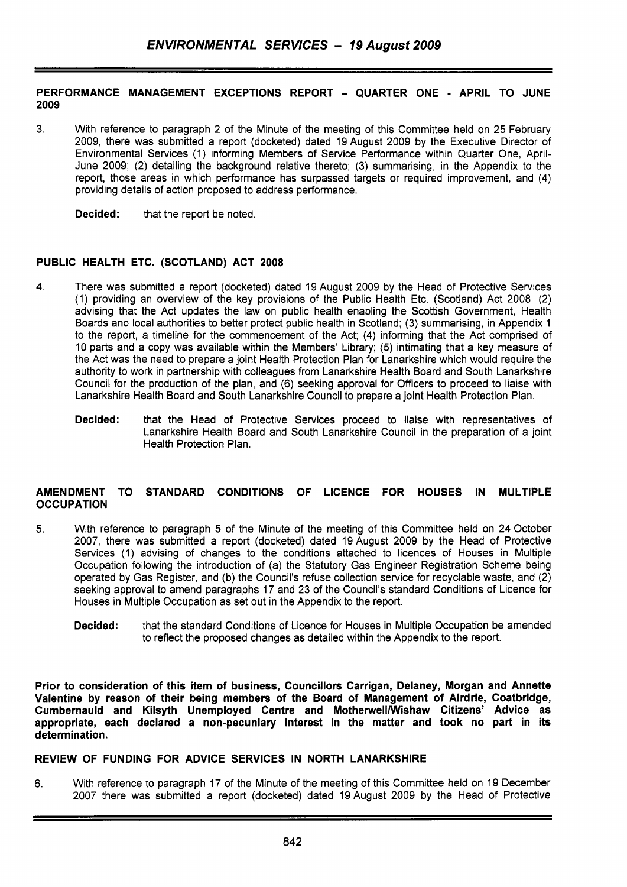## PERFORMANCE MANAGEMENT EXCEPTIONS REPORT – QUARTER ONE - APRIL TO JUNE 2009

3. With reference to paragraph 2 of the Minute of the meeting of this Committee held on 25 February 2009, there was submitted a report (docketed) dated 19 August 2009 by the Executive Director of Environmental Services (1) informing Members of Service Performance within Quarter One, April-June 2009; (2) detailing the background relative thereto; (3) summarising, in the Appendix to the report, those areas in which performance has surpassed targets or required improvement, and (4) providing details of action proposed to address performance.

   **Decided:** that the report be noted.

## PUBLIC HEALTH ETC. (SCOTLAND) ACT 2008

4. There was submitted a report (docketed) dated 19 August 2009 by the Head of Protective Services (1) providing an overview of the key provisions of the Public Health Etc. (Scotland) Act 2008; (2) advising that the Act updates the law on public health enabling the Scottish Government, Health Boards and local authorities to better protect public health in Scotland; (3) summarising, in Appendix 1 to the report, a timeline for the commencement of the Act; (4) informing that the Act comprised of 10 parts and a copy was available within the Members' Library; (5) intimating that a key measure of the Act was the need to prepare a joint Health Protection Plan for Lanarkshire which would require the authority to work in partnership with colleagues from Lanarkshire Health Board and South Lanarkshire Council for the production of the plan, and (6) seeking approval for Officers to proceed to liaise with Lanarkshire Health Board and South Lanarkshire Council to prepare a joint Health Protection Plan.

   **Decided:** that the Head of Protective Services proceed to liaise with representatives of Lanarkshire Health Board and South Lanarkshire Council in the preparation of a joint Health Protection Plan.

## AMENDMENT TO STANDARD CONDITIONS OF LICENCE FOR HOUSES IN MULTIPLE OCCUPATION

5. With reference to paragraph 5 of the Minute of the meeting of this Committee held on 24 October 2007, there was submitted a report (docketed) dated 19 August 2009 by the Head of Protective Services (1) advising of changes to the conditions attached to licences of Houses in Multiple Occupation following the introduction of (a) the Statutory Gas Engineer Registration Scheme being operated by Gas Register, and (b) the Council's refuse collection service for recyclable waste, and (2) seeking approval to amend paragraphs 17 and 23 of the Council's standard Conditions of Licence for Houses in Multiple Occupation as set out in the Appendix to the report.

   **Decided:** that the standard Conditions of Licence for Houses in Multiple Occupation be amended to reflect the proposed changes as detailed within the Appendix to the report.

**Prior to consideration of this item of business, Councillors Carrigan, Delaney, Morgan and Annette Valentine by reason of their being members of the Board of Management of Airdrie, Coatbridge, Cumbernauld and Kilsyth Unemployed Centre and Motherwell/Wishaw Citizens' Advice as appropriate, each declared a non-pecuniary interest in the matter and took no part in its determination.**

## REVIEW OF FUNDING FOR ADVICE SERVICES IN NORTH LANARKSHIRE

6. With reference to paragraph 17 of the Minute of the meeting of this Committee held on 19 December 2007 there was submitted a report (docketed) dated 19 August 2009 by the Head of Protective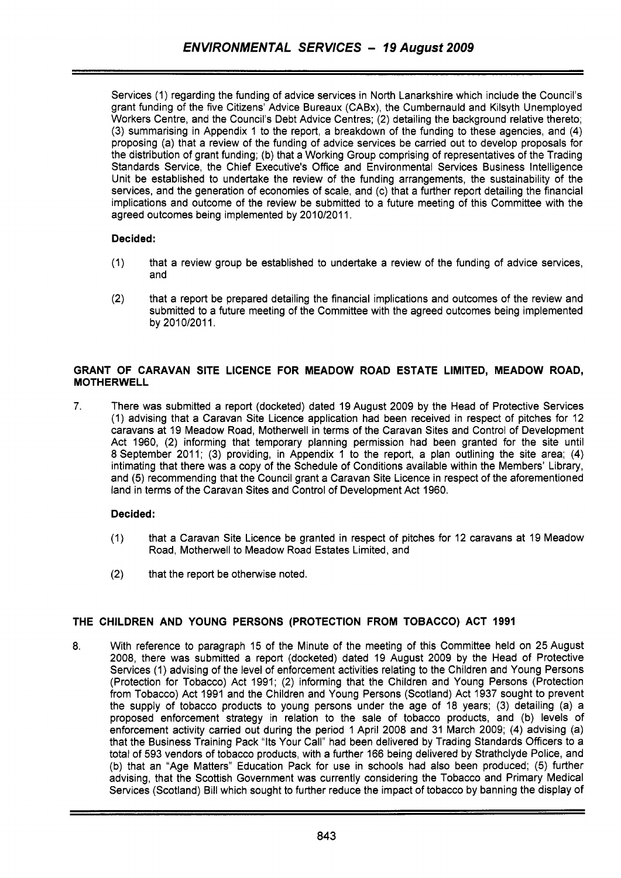Services (1) regarding the funding of advice services in North Lanarkshire which include the Council's grant funding of the five Citizens' Advice Bureaux (CABx), the Cumbernauld and Kilsyth Unemployed Workers Centre, and the Council's Debt Advice Centres; (2) detailing the background relative thereto; (3) summarising in Appendix 1 to the report, a breakdown of the funding to these agencies, and (4) proposing (a) that a review of the funding of advice services be carried out to develop proposals for the distribution of grant funding; (b) that a Working Group comprising of representatives of the Trading Standards Service, the Chief Executive's Office and Environmental Services Business Intelligence Unit be established to undertake the review of the funding arrangements, the sustainability of the services, and the generation of economies of scale, and (c) that a further report detailing the financial implications and outcome of the review be submitted to a future meeting of this Committee with the agreed outcomes being implemented by 2010/2011.

**Decided:**

(1) that a review group be established to undertake a review of the funding of advice services, and

(2) that a report be prepared detailing the financial implications and outcomes of the review and submitted to a future meeting of the Committee with the agreed outcomes being implemented by 2010/2011.

## GRANT OF CARAVAN SITE LICENCE FOR MEADOW ROAD ESTATE LIMITED, MEADOW ROAD, MOTHERWELL

7. There was submitted a report (docketed) dated 19 August 2009 by the Head of Protective Services (1) advising that a Caravan Site Licence application had been received in respect of pitches for 12 caravans at 19 Meadow Road, Motherwell in terms of the Caravan Sites and Control of Development Act 1960, (2) informing that temporary planning permission had been granted for the site until 8 September 2011; (3) providing, in Appendix 1 to the report, a plan outlining the site area; (4) intimating that there was a copy of the Schedule of Conditions available within the Members' Library, and (5) recommending that the Council grant a Caravan Site Licence in respect of the aforementioned land in terms of the Caravan Sites and Control of Development Act 1960.

**Decided:**

(1) that a Caravan Site Licence be granted in respect of pitches for 12 caravans at 19 Meadow Road, Motherwell to Meadow Road Estates Limited, and

(2) that the report be otherwise noted.

## THE CHILDREN AND YOUNG PERSONS (PROTECTION FROM TOBACCO) ACT 1991

8. With reference to paragraph 15 of the Minute of the meeting of this Committee held on 25 August 2008, there was submitted a report (docketed) dated 19 August 2009 by the Head of Protective Services (1) advising of the level of enforcement activities relating to the Children and Young Persons (Protection for Tobacco) Act 1991; (2) informing that the Children and Young Persons (Protection from Tobacco) Act 1991 and the Children and Young Persons (Scotland) Act 1937 sought to prevent the supply of tobacco products to young persons under the age of 18 years; (3) detailing (a) a proposed enforcement strategy in relation to the sale of tobacco products, and (b) levels of enforcement activity carried out during the period 1 April 2008 and 31 March 2009; (4) advising (a) that the Business Training Pack "Its Your Call" had been delivered by Trading Standards Officers to a total of 593 vendors of tobacco products, with a further 166 being delivered by Strathclyde Police, and (b) that an "Age Matters" Education Pack for use in schools had also been produced; (5) further advising, that the Scottish Government was currently considering the Tobacco and Primary Medical Services (Scotland) Bill which sought to further reduce the impact of tobacco by banning the display of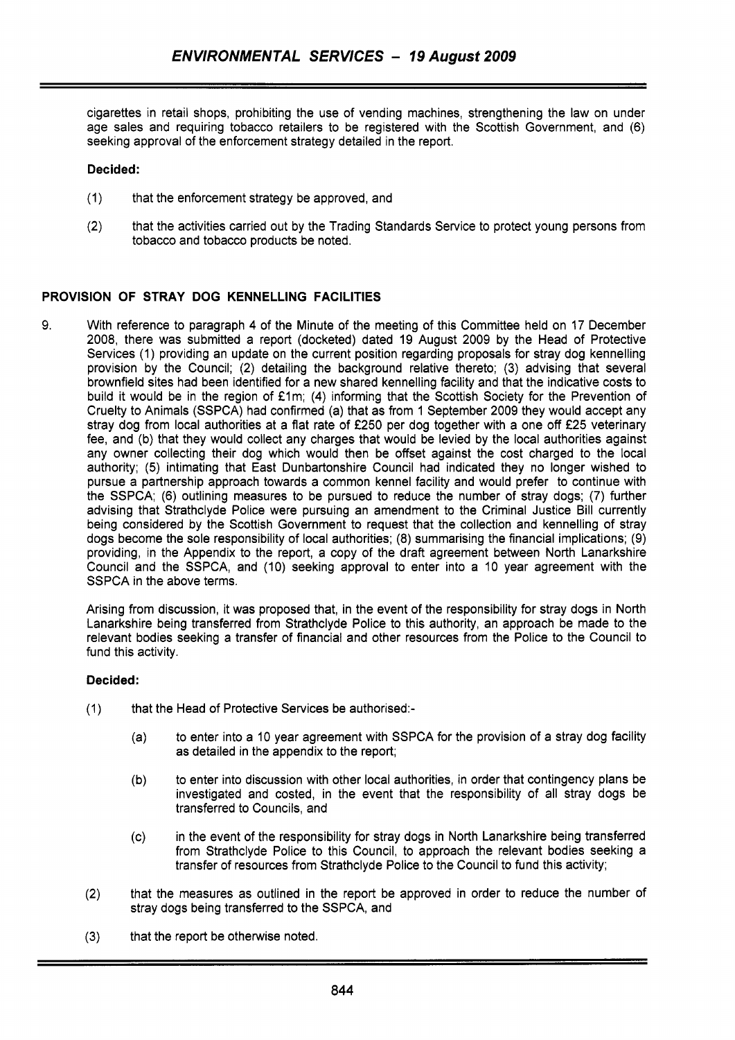cigarettes in retail shops, prohibiting the use of vending machines, strengthening the law on under age sales and requiring tobacco retailers to be registered with the Scottish Government, and (6) seeking approval of the enforcement strategy detailed in the report.

**Decided:**

(1) that the enforcement strategy be approved, and

(2) that the activities carried out by the Trading Standards Service to protect young persons from tobacco and tobacco products be noted.

## PROVISION OF STRAY DOG KENNELLING FACILITIES

9. With reference to paragraph 4 of the Minute of the meeting of this Committee held on 17 December 2008, there was submitted a report (docketed) dated 19 August 2009 by the Head of Protective Services (1) providing an update on the current position regarding proposals for stray dog kennelling provision by the Council; (2) detailing the background relative thereto; (3) advising that several brownfield sites had been identified for a new shared kennelling facility and that the indicative costs to build it would be in the region of £1m; (4) informing that the Scottish Society for the Prevention of Cruelty to Animals (SSPCA) had confirmed (a) that as from 1 September 2009 they would accept any stray dog from local authorities at a flat rate of £250 per dog together with a one off £25 veterinary fee, and (b) that they would collect any charges that would be levied by the local authorities against any owner collecting their dog which would then be offset against the cost charged to the local authority; (5) intimating that East Dunbartonshire Council had indicated they no longer wished to pursue a partnership approach towards a common kennel facility and would prefer to continue with the SSPCA; (6) outlining measures to be pursued to reduce the number of stray dogs; (7) further advising that Strathclyde Police were pursuing an amendment to the Criminal Justice Bill currently being considered by the Scottish Government to request that the collection and kennelling of stray dogs become the sole responsibility of local authorities; (8) summarising the financial implications; (9) providing, in the Appendix to the report, a copy of the draft agreement between North Lanarkshire Council and the SSPCA, and (10) seeking approval to enter into a 10 year agreement with the SSPCA in the above terms.

Arising from discussion, it was proposed that, in the event of the responsibility for stray dogs in North Lanarkshire being transferred from Strathclyde Police to this authority, an approach be made to the relevant bodies seeking a transfer of financial and other resources from the Police to the Council to fund this activity.

**Decided:**

(1) that the Head of Protective Services be authorised:-

   (a) to enter into a 10 year agreement with SSPCA for the provision of a stray dog facility as detailed in the appendix to the report;

   (b) to enter into discussion with other local authorities, in order that contingency plans be investigated and costed, in the event that the responsibility of all stray dogs be transferred to Councils, and

   (c) in the event of the responsibility for stray dogs in North Lanarkshire being transferred from Strathclyde Police to this Council, to approach the relevant bodies seeking a transfer of resources from Strathclyde Police to the Council to fund this activity;

(2) that the measures as outlined in the report be approved in order to reduce the number of stray dogs being transferred to the SSPCA, and

(3) that the report be otherwise noted.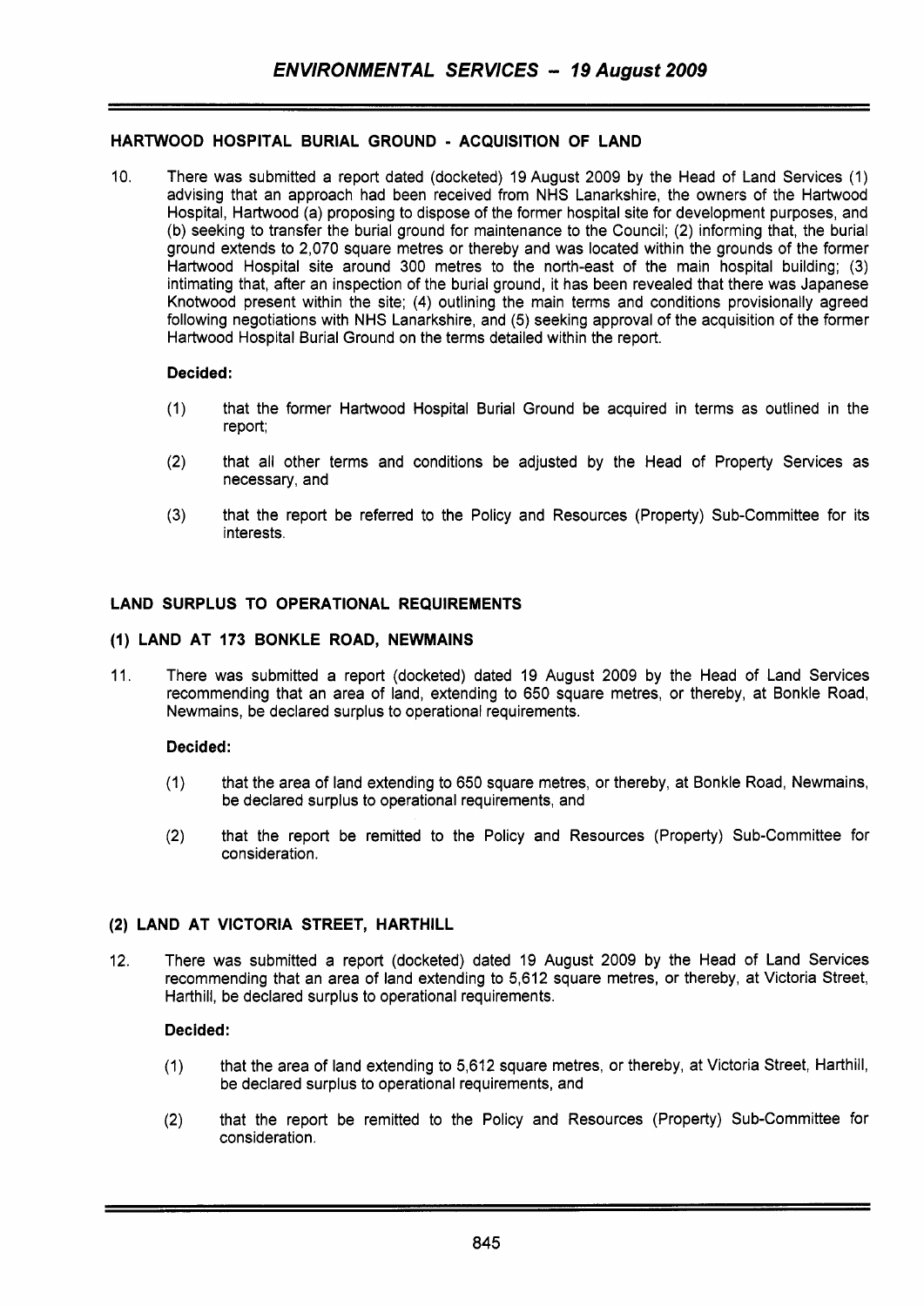## HARTWOOD HOSPITAL BURIAL GROUND - ACQUISITION OF LAND

10. There was submitted a report dated (docketed) 19 August 2009 by the Head of Land Services (1) advising that an approach had been received from NHS Lanarkshire, the owners of the Hartwood Hospital, Hartwood (a) proposing to dispose of the former hospital site for development purposes, and (b) seeking to transfer the burial ground for maintenance to the Council; (2) informing that, the burial ground extends to 2,070 square metres or thereby and was located within the grounds of the former Hartwood Hospital site around 300 metres to the north-east of the main hospital building; (3) intimating that, after an inspection of the burial ground, it has been revealed that there was Japanese Knotwood present within the site; (4) outlining the main terms and conditions provisionally agreed following negotiations with NHS Lanarkshire, and (5) seeking approval of the acquisition of the former Hartwood Hospital Burial Ground on the terms detailed within the report.

**Decided:**

(1) that the former Hartwood Hospital Burial Ground be acquired in terms as outlined in the report;

(2) that all other terms and conditions be adjusted by the Head of Property Services as necessary, and

(3) that the report be referred to the Policy and Resources (Property) Sub-Committee for its interests.

## LAND SURPLUS TO OPERATIONAL REQUIREMENTS

### (1) LAND AT 173 BONKLE ROAD, NEWMAINS

11. There was submitted a report (docketed) dated 19 August 2009 by the Head of Land Services recommending that an area of land, extending to 650 square metres, or thereby, at Bonkle Road, Newmains, be declared surplus to operational requirements.

**Decided:**

(1) that the area of land extending to 650 square metres, or thereby, at Bonkle Road, Newmains, be declared surplus to operational requirements, and

(2) that the report be remitted to the Policy and Resources (Property) Sub-Committee for consideration.

### (2) LAND AT VICTORIA STREET, HARTHILL

12. There was submitted a report (docketed) dated 19 August 2009 by the Head of Land Services recommending that an area of land extending to 5,612 square metres, or thereby, at Victoria Street, Harthill, be declared surplus to operational requirements.

**Decided:**

(1) that the area of land extending to 5,612 square metres, or thereby, at Victoria Street, Harthill, be declared surplus to operational requirements, and

(2) that the report be remitted to the Policy and Resources (Property) Sub-Committee for consideration.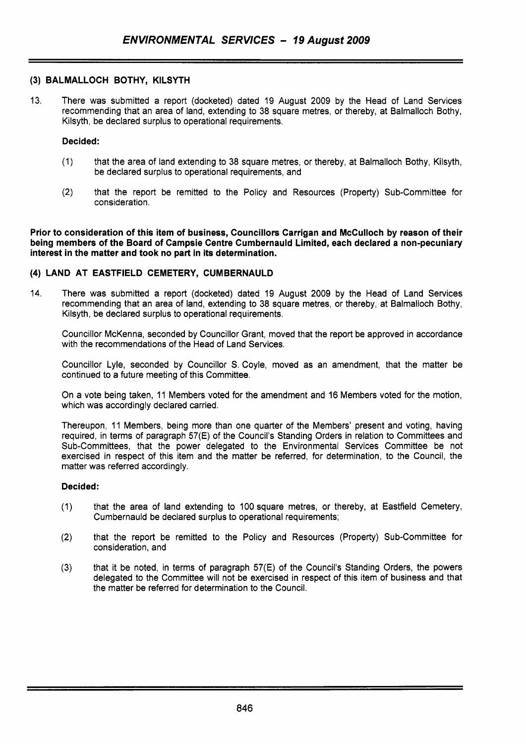### (3) BALMALLOCH BOTHY, KILSYTH

13. There was submitted a report (docketed) dated 19 August 2009 by the Head of Land Services recommending that an area of land, extending to 38 square metres, or thereby, at Balmalloch Bothy, Kilsyth, be declared surplus to operational requirements.

**Decided:**

(1) that the area of land extending to 38 square metres, or thereby, at Balmalloch Bothy, Kilsyth, be declared surplus to operational requirements, and

(2) that the report be remitted to the Policy and Resources (Property) Sub-Committee for consideration.

**Prior to consideration of this item of business, Councillors Carrigan and McCulloch by reason of their being members of the Board of Campsie Centre Cumbernauld Limited, each declared a non-pecuniary interest in the matter and took no part in its determination.**

### (4) LAND AT EASTFIELD CEMETERY, CUMBERNAULD

14. There was submitted a report (docketed) dated 19 August 2009 by the Head of Land Services recommending that an area of land, extending to 38 square metres, or thereby, at Balmalloch Bothy, Kilsyth, be declared surplus to operational requirements.

Councillor McKenna, seconded by Councillor Grant, moved that the report be approved in accordance with the recommendations of the Head of Land Services.

Councillor Lyle, seconded by Councillor S. Coyle, moved as an amendment, that the matter be continued to a future meeting of this Committee.

On a vote being taken, 11 Members voted for the amendment and 16 Members voted for the motion, which was accordingly declared carried.

Thereupon, 11 Members, being more than one quarter of the Members' present and voting, having required, in terms of paragraph 57(E) of the Council's Standing Orders in relation to Committees and Sub-Committees, that the power delegated to the Environmental Services Committee be not exercised in respect of this item and the matter be referred, for determination, to the Council, the matter was referred accordingly.

**Decided:**

(1) that the area of land extending to 100 square metres, or thereby, at Eastfield Cemetery, Cumbernauld be declared surplus to operational requirements;

(2) that the report be remitted to the Policy and Resources (Property) Sub-Committee for consideration, and

(3) that it be noted, in terms of paragraph 57(E) of the Council's Standing Orders, the powers delegated to the Committee will not be exercised in respect of this item of business and that the matter be referred for determination to the Council.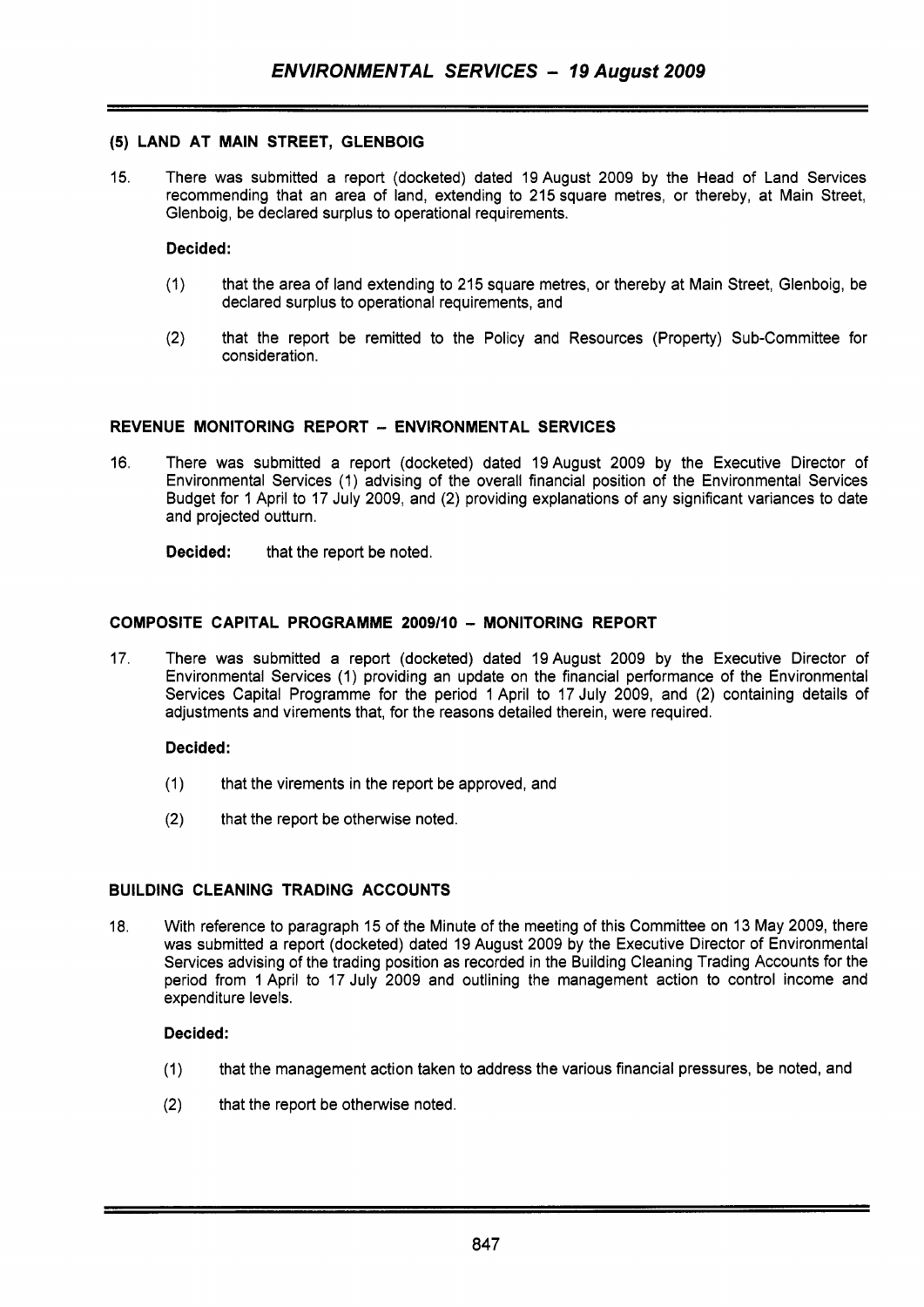### (5) LAND AT MAIN STREET, GLENBOIG

15. There was submitted a report (docketed) dated 19 August 2009 by the Head of Land Services recommending that an area of land, extending to 215 square metres, or thereby, at Main Street, Glenboig, be declared surplus to operational requirements.

**Decided:**

(1) that the area of land extending to 215 square metres, or thereby at Main Street, Glenboig, be declared surplus to operational requirements, and

(2) that the report be remitted to the Policy and Resources (Property) Sub-Committee for consideration.

### REVENUE MONITORING REPORT – ENVIRONMENTAL SERVICES

16. There was submitted a report (docketed) dated 19 August 2009 by the Executive Director of Environmental Services (1) advising of the overall financial position of the Environmental Services Budget for 1 April to 17 July 2009, and (2) providing explanations of any significant variances to date and projected outturn.

**Decided:** that the report be noted.

### COMPOSITE CAPITAL PROGRAMME 2009/10 – MONITORING REPORT

17. There was submitted a report (docketed) dated 19 August 2009 by the Executive Director of Environmental Services (1) providing an update on the financial performance of the Environmental Services Capital Programme for the period 1 April to 17 July 2009, and (2) containing details of adjustments and virements that, for the reasons detailed therein, were required.

**Decided:**

(1) that the virements in the report be approved, and

(2) that the report be otherwise noted.

### BUILDING CLEANING TRADING ACCOUNTS

18. With reference to paragraph 15 of the Minute of the meeting of this Committee on 13 May 2009, there was submitted a report (docketed) dated 19 August 2009 by the Executive Director of Environmental Services advising of the trading position as recorded in the Building Cleaning Trading Accounts for the period from 1 April to 17 July 2009 and outlining the management action to control income and expenditure levels.

**Decided:**

(1) that the management action taken to address the various financial pressures, be noted, and

(2) that the report be otherwise noted.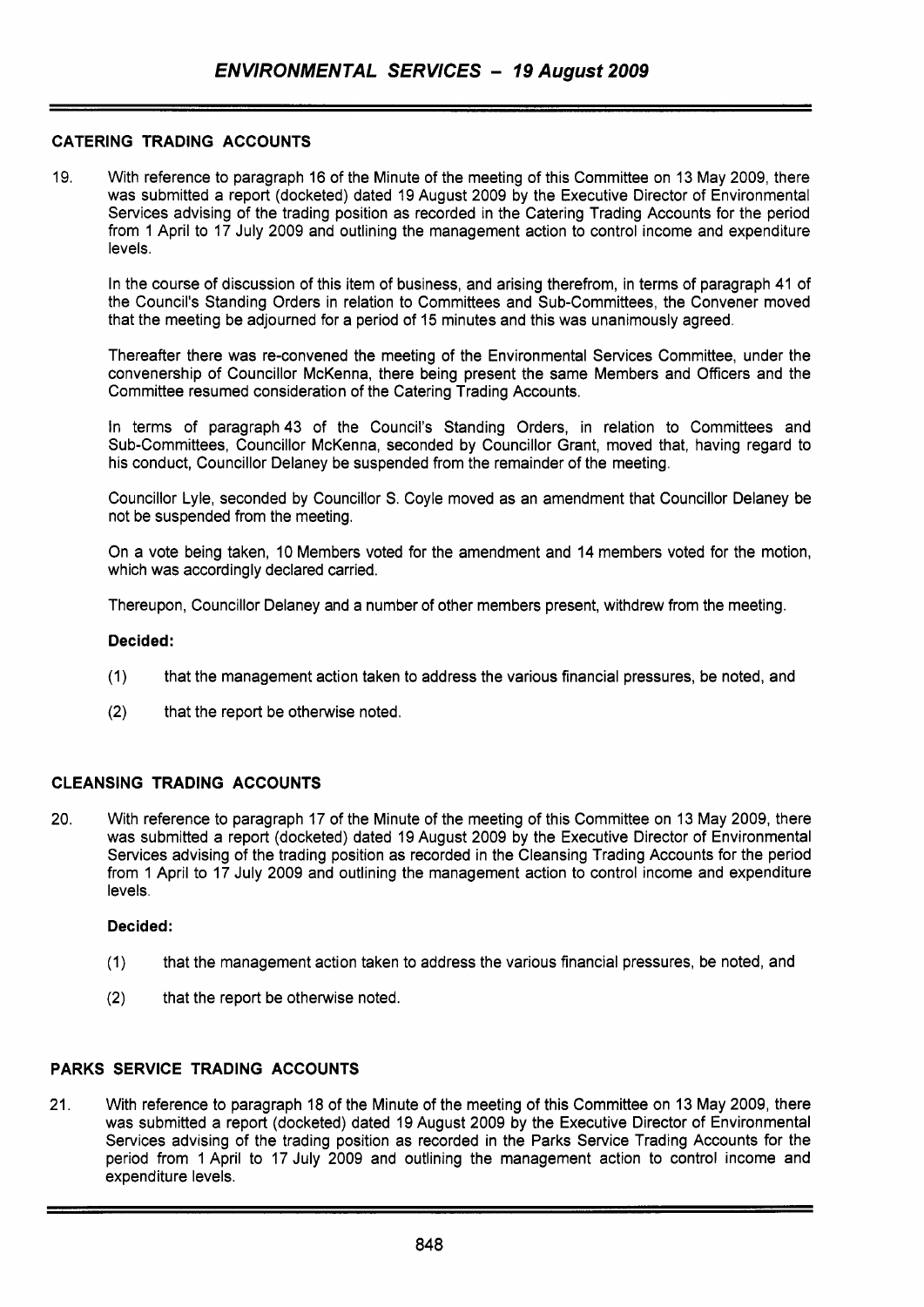## CATERING TRADING ACCOUNTS

19. With reference to paragraph 16 of the Minute of the meeting of this Committee on 13 May 2009, there was submitted a report (docketed) dated 19 August 2009 by the Executive Director of Environmental Services advising of the trading position as recorded in the Catering Trading Accounts for the period from 1 April to 17 July 2009 and outlining the management action to control income and expenditure levels.

In the course of discussion of this item of business, and arising therefrom, in terms of paragraph 41 of the Council's Standing Orders in relation to Committees and Sub-Committees, the Convener moved that the meeting be adjourned for a period of 15 minutes and this was unanimously agreed.

Thereafter there was re-convened the meeting of the Environmental Services Committee, under the convenership of Councillor McKenna, there being present the same Members and Officers and the Committee resumed consideration of the Catering Trading Accounts.

In terms of paragraph 43 of the Council's Standing Orders, in relation to Committees and Sub-Committees, Councillor McKenna, seconded by Councillor Grant, moved that, having regard to his conduct, Councillor Delaney be suspended from the remainder of the meeting.

Councillor Lyle, seconded by Councillor S. Coyle moved as an amendment that Councillor Delaney be not be suspended from the meeting.

On a vote being taken, 10 Members voted for the amendment and 14 members voted for the motion, which was accordingly declared carried.

Thereupon, Councillor Delaney and a number of other members present, withdrew from the meeting.

**Decided:**

(1) that the management action taken to address the various financial pressures, be noted, and

(2) that the report be otherwise noted.

## CLEANSING TRADING ACCOUNTS

20. With reference to paragraph 17 of the Minute of the meeting of this Committee on 13 May 2009, there was submitted a report (docketed) dated 19 August 2009 by the Executive Director of Environmental Services advising of the trading position as recorded in the Cleansing Trading Accounts for the period from 1 April to 17 July 2009 and outlining the management action to control income and expenditure levels.

**Decided:**

(1) that the management action taken to address the various financial pressures, be noted, and

(2) that the report be otherwise noted.

## PARKS SERVICE TRADING ACCOUNTS

21. With reference to paragraph 18 of the Minute of the meeting of this Committee on 13 May 2009, there was submitted a report (docketed) dated 19 August 2009 by the Executive Director of Environmental Services advising of the trading position as recorded in the Parks Service Trading Accounts for the period from 1 April to 17 July 2009 and outlining the management action to control income and expenditure levels.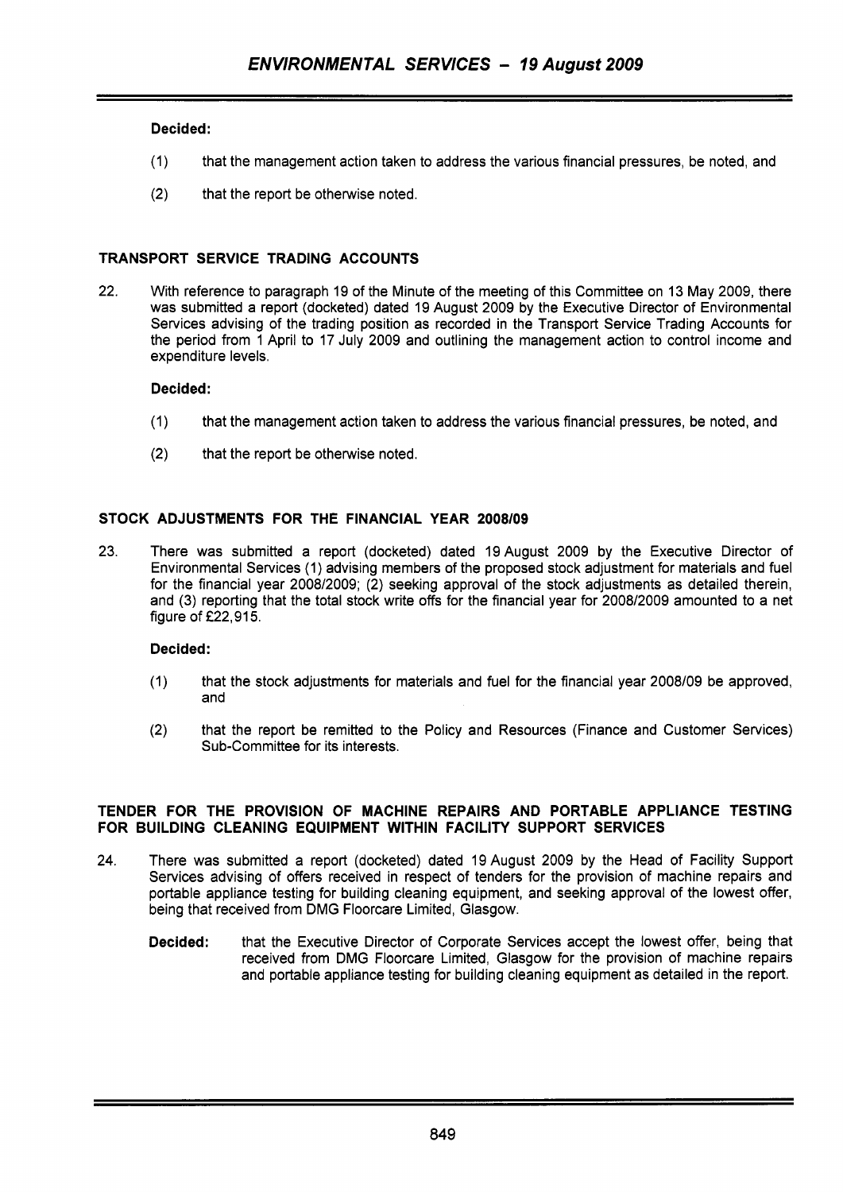**Decided:**

(1) that the management action taken to address the various financial pressures, be noted, and

(2) that the report be otherwise noted.

## TRANSPORT SERVICE TRADING ACCOUNTS

22. With reference to paragraph 19 of the Minute of the meeting of this Committee on 13 May 2009, there was submitted a report (docketed) dated 19 August 2009 by the Executive Director of Environmental Services advising of the trading position as recorded in the Transport Service Trading Accounts for the period from 1 April to 17 July 2009 and outlining the management action to control income and expenditure levels.

**Decided:**

(1) that the management action taken to address the various financial pressures, be noted, and

(2) that the report be otherwise noted.

## STOCK ADJUSTMENTS FOR THE FINANCIAL YEAR 2008/09

23. There was submitted a report (docketed) dated 19 August 2009 by the Executive Director of Environmental Services (1) advising members of the proposed stock adjustment for materials and fuel for the financial year 2008/2009; (2) seeking approval of the stock adjustments as detailed therein, and (3) reporting that the total stock write offs for the financial year for 2008/2009 amounted to a net figure of £22,915.

**Decided:**

(1) that the stock adjustments for materials and fuel for the financial year 2008/09 be approved, and

(2) that the report be remitted to the Policy and Resources (Finance and Customer Services) Sub-Committee for its interests.

## TENDER FOR THE PROVISION OF MACHINE REPAIRS AND PORTABLE APPLIANCE TESTING FOR BUILDING CLEANING EQUIPMENT WITHIN FACILITY SUPPORT SERVICES

24. There was submitted a report (docketed) dated 19 August 2009 by the Head of Facility Support Services advising of offers received in respect of tenders for the provision of machine repairs and portable appliance testing for building cleaning equipment, and seeking approval of the lowest offer, being that received from DMG Floorcare Limited, Glasgow.

**Decided:** that the Executive Director of Corporate Services accept the lowest offer, being that received from DMG Floorcare Limited, Glasgow for the provision of machine repairs and portable appliance testing for building cleaning equipment as detailed in the report.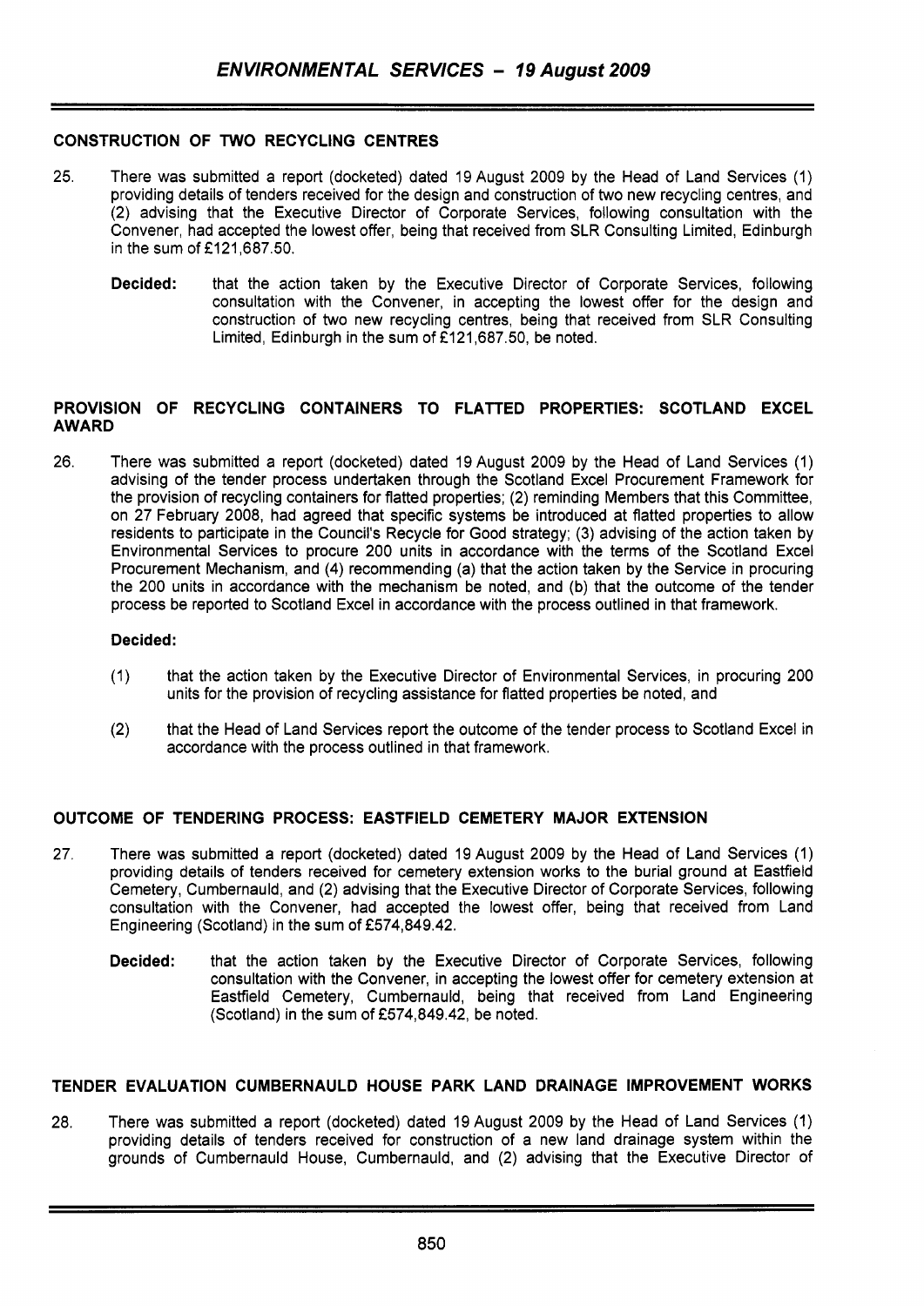## CONSTRUCTION OF TWO RECYCLING CENTRES

25. There was submitted a report (docketed) dated 19 August 2009 by the Head of Land Services (1) providing details of tenders received for the design and construction of two new recycling centres, and (2) advising that the Executive Director of Corporate Services, following consultation with the Convener, had accepted the lowest offer, being that received from SLR Consulting Limited, Edinburgh in the sum of £121,687.50.

    **Decided:** that the action taken by the Executive Director of Corporate Services, following consultation with the Convener, in accepting the lowest offer for the design and construction of two new recycling centres, being that received from SLR Consulting Limited, Edinburgh in the sum of £121,687.50, be noted.

## PROVISION OF RECYCLING CONTAINERS TO FLATTED PROPERTIES: SCOTLAND EXCEL AWARD

26. There was submitted a report (docketed) dated 19 August 2009 by the Head of Land Services (1) advising of the tender process undertaken through the Scotland Excel Procurement Framework for the provision of recycling containers for flatted properties; (2) reminding Members that this Committee, on 27 February 2008, had agreed that specific systems be introduced at flatted properties to allow residents to participate in the Council's Recycle for Good strategy; (3) advising of the action taken by Environmental Services to procure 200 units in accordance with the terms of the Scotland Excel Procurement Mechanism, and (4) recommending (a) that the action taken by the Service in procuring the 200 units in accordance with the mechanism be noted, and (b) that the outcome of the tender process be reported to Scotland Excel in accordance with the process outlined in that framework.

    **Decided:**

    (1) that the action taken by the Executive Director of Environmental Services, in procuring 200 units for the provision of recycling assistance for flatted properties be noted, and

    (2) that the Head of Land Services report the outcome of the tender process to Scotland Excel in accordance with the process outlined in that framework.

## OUTCOME OF TENDERING PROCESS: EASTFIELD CEMETERY MAJOR EXTENSION

27. There was submitted a report (docketed) dated 19 August 2009 by the Head of Land Services (1) providing details of tenders received for cemetery extension works to the burial ground at Eastfield Cemetery, Cumbernauld, and (2) advising that the Executive Director of Corporate Services, following consultation with the Convener, had accepted the lowest offer, being that received from Land Engineering (Scotland) in the sum of £574,849.42.

    **Decided:** that the action taken by the Executive Director of Corporate Services, following consultation with the Convener, in accepting the lowest offer for cemetery extension at Eastfield Cemetery, Cumbernauld, being that received from Land Engineering (Scotland) in the sum of £574,849.42, be noted.

## TENDER EVALUATION CUMBERNAULD HOUSE PARK LAND DRAINAGE IMPROVEMENT WORKS

28. There was submitted a report (docketed) dated 19 August 2009 by the Head of Land Services (1) providing details of tenders received for construction of a new land drainage system within the grounds of Cumbernauld House, Cumbernauld, and (2) advising that the Executive Director of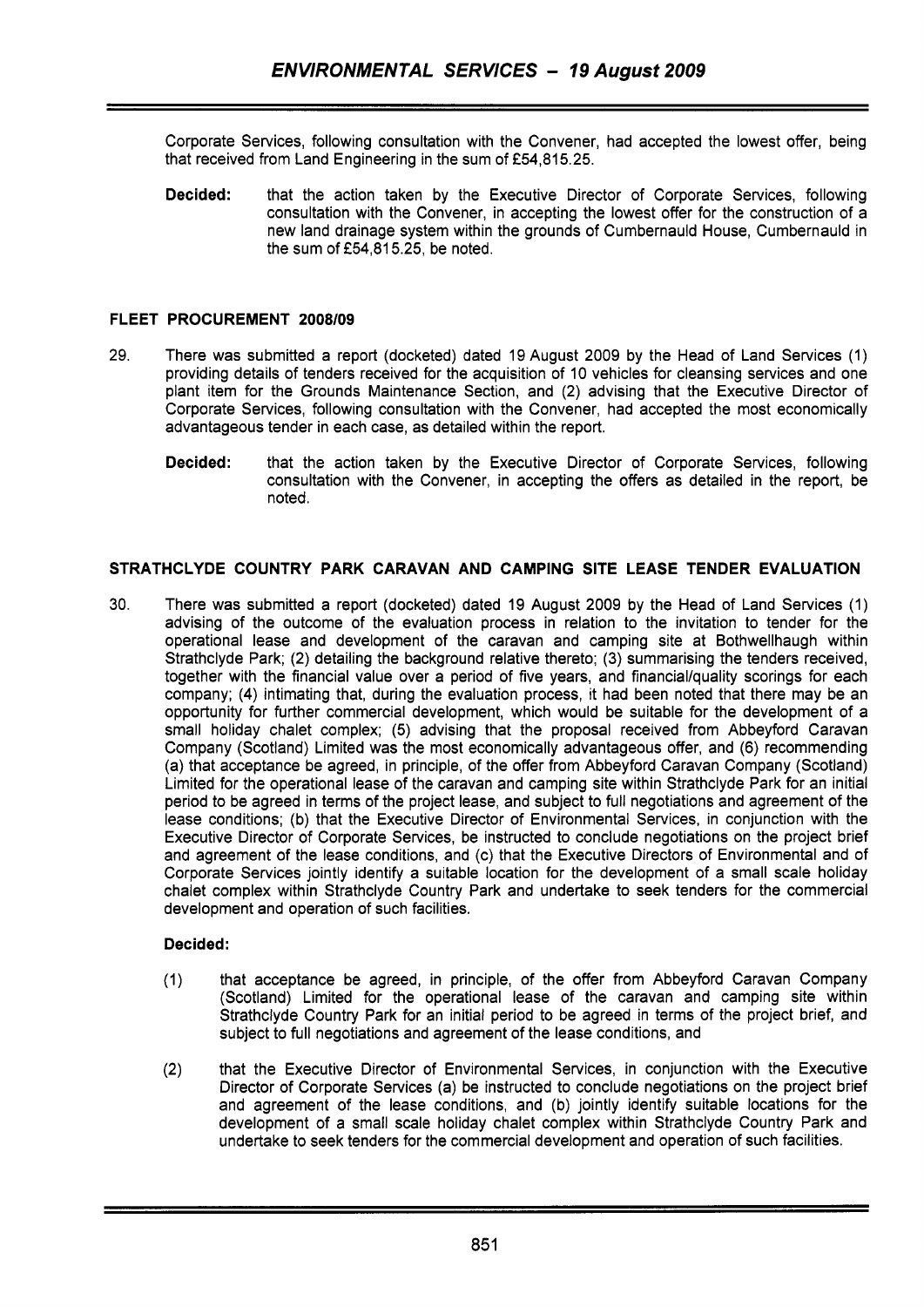Corporate Services, following consultation with the Convener, had accepted the lowest offer, being that received from Land Engineering in the sum of £54,815.25.

**Decided:** that the action taken by the Executive Director of Corporate Services, following consultation with the Convener, in accepting the lowest offer for the construction of a new land drainage system within the grounds of Cumbernauld House, Cumbernauld in the sum of £54,815.25, be noted.

## FLEET PROCUREMENT 2008/09

29. There was submitted a report (docketed) dated 19 August 2009 by the Head of Land Services (1) providing details of tenders received for the acquisition of 10 vehicles for cleansing services and one plant item for the Grounds Maintenance Section, and (2) advising that the Executive Director of Corporate Services, following consultation with the Convener, had accepted the most economically advantageous tender in each case, as detailed within the report.

**Decided:** that the action taken by the Executive Director of Corporate Services, following consultation with the Convener, in accepting the offers as detailed in the report, be noted.

## STRATHCLYDE COUNTRY PARK CARAVAN AND CAMPING SITE LEASE TENDER EVALUATION

30. There was submitted a report (docketed) dated 19 August 2009 by the Head of Land Services (1) advising of the outcome of the evaluation process in relation to the invitation to tender for the operational lease and development of the caravan and camping site at Bothwellhaugh within Strathclyde Park; (2) detailing the background relative thereto; (3) summarising the tenders received, together with the financial value over a period of five years, and financial/quality scorings for each company; (4) intimating that, during the evaluation process, it had been noted that there may be an opportunity for further commercial development, which would be suitable for the development of a small holiday chalet complex; (5) advising that the proposal received from Abbeyford Caravan Company (Scotland) Limited was the most economically advantageous offer, and (6) recommending (a) that acceptance be agreed, in principle, of the offer from Abbeyford Caravan Company (Scotland) Limited for the operational lease of the caravan and camping site within Strathclyde Park for an initial period to be agreed in terms of the project lease, and subject to full negotiations and agreement of the lease conditions; (b) that the Executive Director of Environmental Services, in conjunction with the Executive Director of Corporate Services, be instructed to conclude negotiations on the project brief and agreement of the lease conditions, and (c) that the Executive Directors of Environmental and of Corporate Services jointly identify a suitable location for the development of a small scale holiday chalet complex within Strathclyde Country Park and undertake to seek tenders for the commercial development and operation of such facilities.

**Decided:**

(1) that acceptance be agreed, in principle, of the offer from Abbeyford Caravan Company (Scotland) Limited for the operational lease of the caravan and camping site within Strathclyde Country Park for an initial period to be agreed in terms of the project brief, and subject to full negotiations and agreement of the lease conditions, and

(2) that the Executive Director of Environmental Services, in conjunction with the Executive Director of Corporate Services (a) be instructed to conclude negotiations on the project brief and agreement of the lease conditions, and (b) jointly identify suitable locations for the development of a small scale holiday chalet complex within Strathclyde Country Park and undertake to seek tenders for the commercial development and operation of such facilities.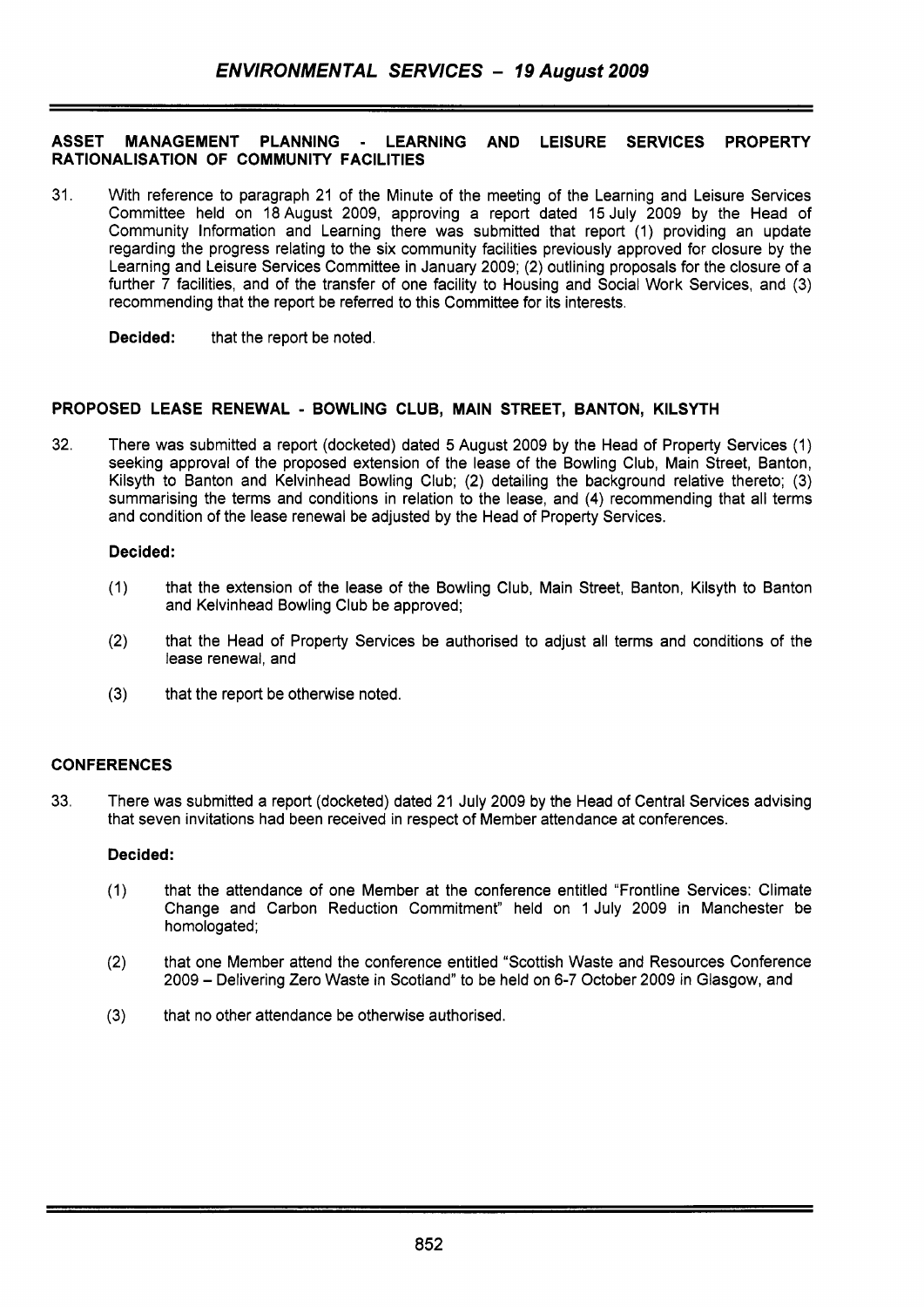## ASSET MANAGEMENT PLANNING - LEARNING AND LEISURE SERVICES PROPERTY RATIONALISATION OF COMMUNITY FACILITIES

31. With reference to paragraph 21 of the Minute of the meeting of the Learning and Leisure Services Committee held on 18 August 2009, approving a report dated 15 July 2009 by the Head of Community Information and Learning there was submitted that report (1) providing an update regarding the progress relating to the six community facilities previously approved for closure by the Learning and Leisure Services Committee in January 2009; (2) outlining proposals for the closure of a further 7 facilities, and of the transfer of one facility to Housing and Social Work Services, and (3) recommending that the report be referred to this Committee for its interests.

    **Decided:** that the report be noted.

## PROPOSED LEASE RENEWAL - BOWLING CLUB, MAIN STREET, BANTON, KILSYTH

32. There was submitted a report (docketed) dated 5 August 2009 by the Head of Property Services (1) seeking approval of the proposed extension of the lease of the Bowling Club, Main Street, Banton, Kilsyth to Banton and Kelvinhead Bowling Club; (2) detailing the background relative thereto; (3) summarising the terms and conditions in relation to the lease, and (4) recommending that all terms and condition of the lease renewal be adjusted by the Head of Property Services.

    **Decided:**

    (1) that the extension of the lease of the Bowling Club, Main Street, Banton, Kilsyth to Banton and Kelvinhead Bowling Club be approved;

    (2) that the Head of Property Services be authorised to adjust all terms and conditions of the lease renewal, and

    (3) that the report be otherwise noted.

## CONFERENCES

33. There was submitted a report (docketed) dated 21 July 2009 by the Head of Central Services advising that seven invitations had been received in respect of Member attendance at conferences.

    **Decided:**

    (1) that the attendance of one Member at the conference entitled "Frontline Services: Climate Change and Carbon Reduction Commitment" held on 1 July 2009 in Manchester be homologated;

    (2) that one Member attend the conference entitled "Scottish Waste and Resources Conference 2009 – Delivering Zero Waste in Scotland" to be held on 6-7 October 2009 in Glasgow, and

    (3) that no other attendance be otherwise authorised.